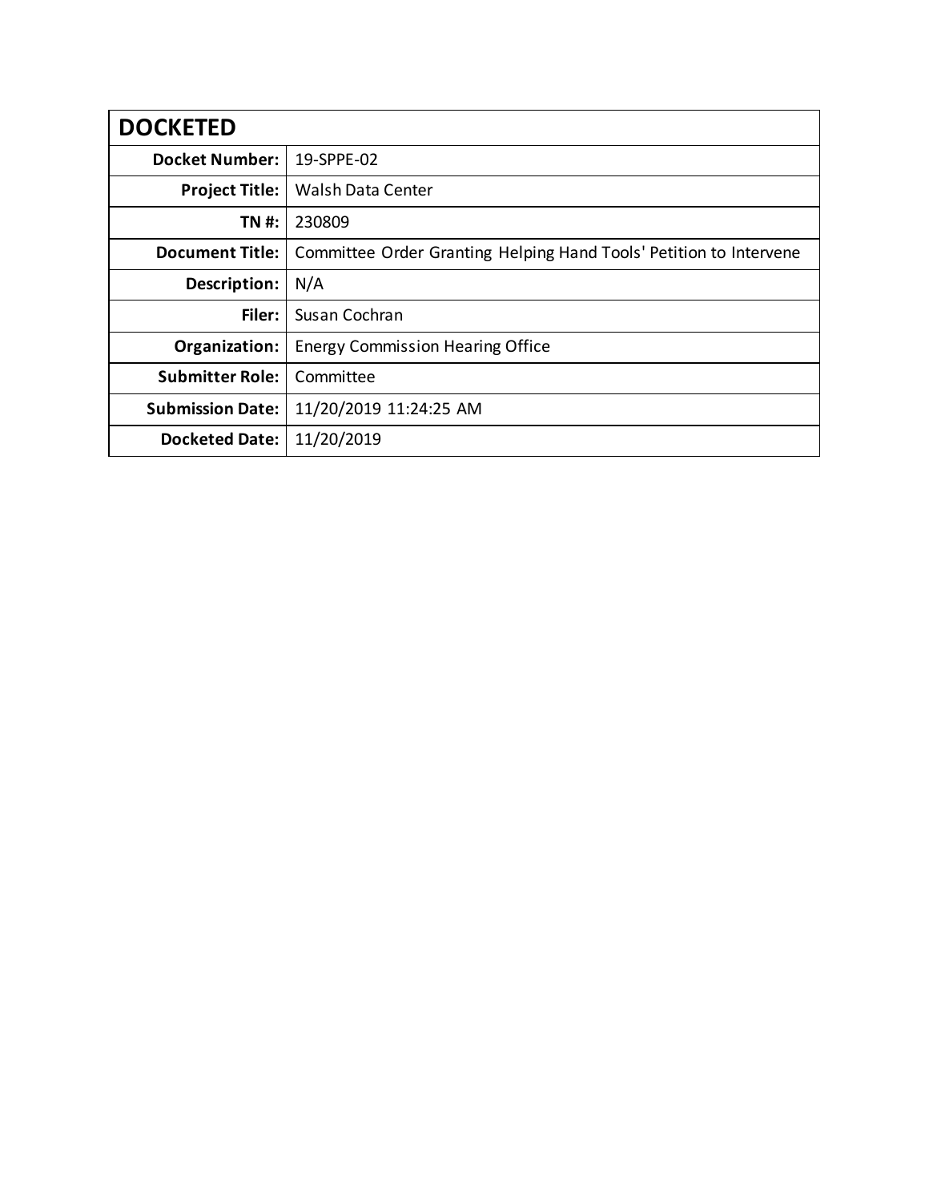| DOCKETED | |
|---|---|
| **Docket Number:** | 19-SPPE-02 |
| **Project Title:** | Walsh Data Center |
| **TN #:** | 230809 |
| **Document Title:** | Committee Order Granting Helping Hand Tools' Petition to Intervene |
| **Description:** | N/A |
| **Filer:** | Susan Cochran |
| **Organization:** | Energy Commission Hearing Office |
| **Submitter Role:** | Committee |
| **Submission Date:** | 11/20/2019 11:24:25 AM |
| **Docketed Date:** | 11/20/2019 |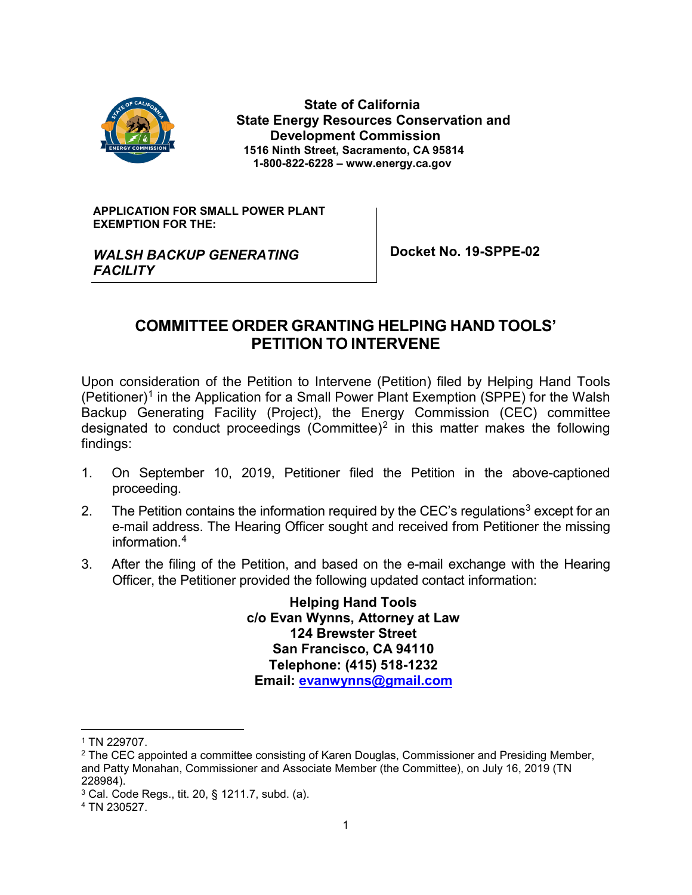State of California
State Energy Resources Conservation and Development Commission
1516 Ninth Street, Sacramento, CA 95814
1-800-822-6228 – www.energy.ca.gov

**APPLICATION FOR SMALL POWER PLANT EXEMPTION FOR THE:**

***WALSH BACKUP GENERATING FACILITY***

**Docket No. 19-SPPE-02**

# COMMITTEE ORDER GRANTING HELPING HAND TOOLS' PETITION TO INTERVENE

Upon consideration of the Petition to Intervene (Petition) filed by Helping Hand Tools (Petitioner)[1] in the Application for a Small Power Plant Exemption (SPPE) for the Walsh Backup Generating Facility (Project), the Energy Commission (CEC) committee designated to conduct proceedings (Committee)[2] in this matter makes the following findings:

1. On September 10, 2019, Petitioner filed the Petition in the above-captioned proceeding.
2. The Petition contains the information required by the CEC's regulations[3] except for an e-mail address. The Hearing Officer sought and received from Petitioner the missing information.[4]
3. After the filing of the Petition, and based on the e-mail exchange with the Hearing Officer, the Petitioner provided the following updated contact information:

**Helping Hand Tools**
**c/o Evan Wynns, Attorney at Law**
**124 Brewster Street**
**San Francisco, CA 94110**
**Telephone: (415) 518-1232**
**Email: evanwynns@gmail.com**

---

[1] TN 229707.

[2] The CEC appointed a committee consisting of Karen Douglas, Commissioner and Presiding Member, and Patty Monahan, Commissioner and Associate Member (the Committee), on July 16, 2019 (TN 228984).

[3] Cal. Code Regs., tit. 20, § 1211.7, subd. (a).

[4] TN 230527.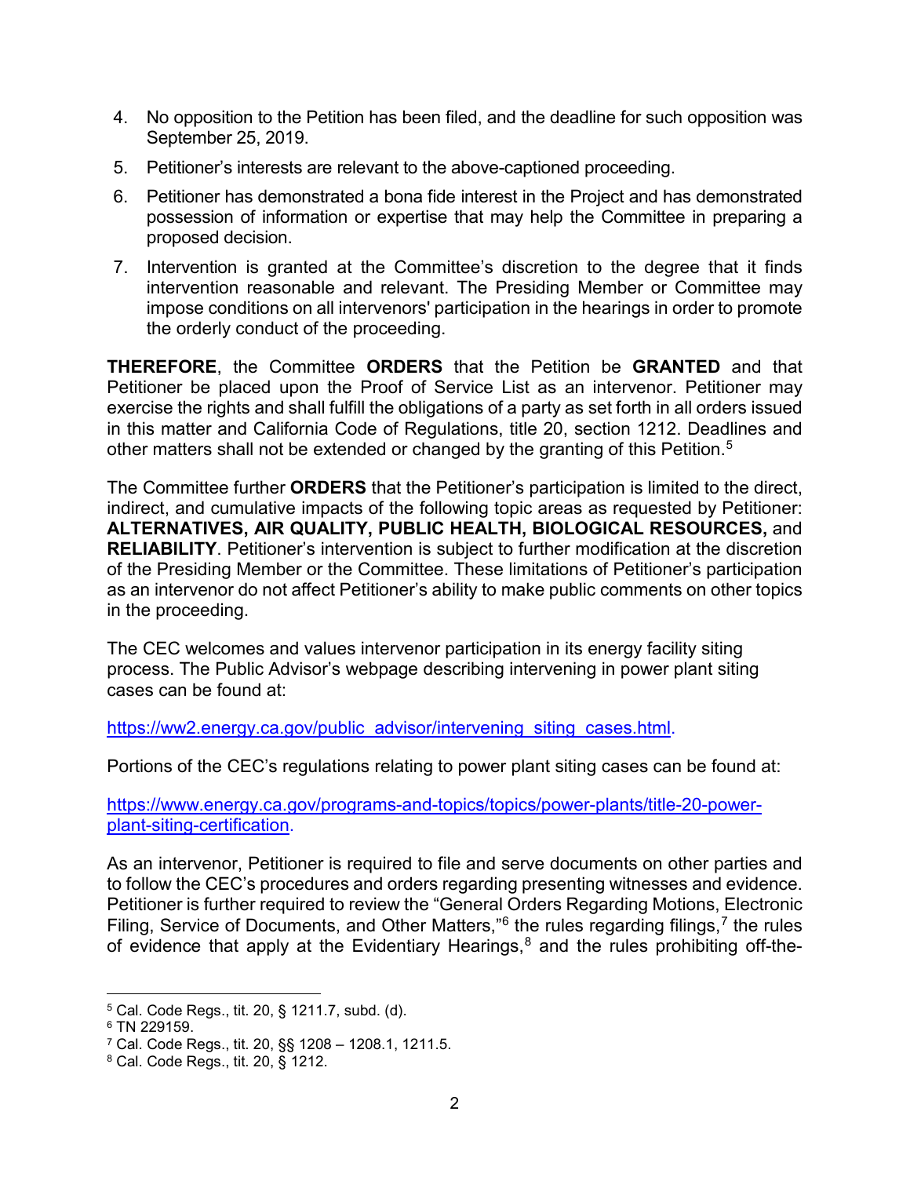4. No opposition to the Petition has been filed, and the deadline for such opposition was September 25, 2019.
5. Petitioner's interests are relevant to the above-captioned proceeding.
6. Petitioner has demonstrated a bona fide interest in the Project and has demonstrated possession of information or expertise that may help the Committee in preparing a proposed decision.
7. Intervention is granted at the Committee's discretion to the degree that it finds intervention reasonable and relevant. The Presiding Member or Committee may impose conditions on all intervenors' participation in the hearings in order to promote the orderly conduct of the proceeding.

**THEREFORE**, the Committee **ORDERS** that the Petition be **GRANTED** and that Petitioner be placed upon the Proof of Service List as an intervenor. Petitioner may exercise the rights and shall fulfill the obligations of a party as set forth in all orders issued in this matter and California Code of Regulations, title 20, section 1212. Deadlines and other matters shall not be extended or changed by the granting of this Petition.[5]

The Committee further **ORDERS** that the Petitioner's participation is limited to the direct, indirect, and cumulative impacts of the following topic areas as requested by Petitioner: **ALTERNATIVES, AIR QUALITY, PUBLIC HEALTH, BIOLOGICAL RESOURCES,** and **RELIABILITY**. Petitioner's intervention is subject to further modification at the discretion of the Presiding Member or the Committee. These limitations of Petitioner's participation as an intervenor do not affect Petitioner's ability to make public comments on other topics in the proceeding.

The CEC welcomes and values intervenor participation in its energy facility siting process. The Public Advisor's webpage describing intervening in power plant siting cases can be found at:

https://ww2.energy.ca.gov/public_advisor/intervening_siting_cases.html.

Portions of the CEC's regulations relating to power plant siting cases can be found at:

https://www.energy.ca.gov/programs-and-topics/topics/power-plants/title-20-power-plant-siting-certification.

As an intervenor, Petitioner is required to file and serve documents on other parties and to follow the CEC's procedures and orders regarding presenting witnesses and evidence. Petitioner is further required to review the "General Orders Regarding Motions, Electronic Filing, Service of Documents, and Other Matters,"[6] the rules regarding filings,[7] the rules of evidence that apply at the Evidentiary Hearings,[8] and the rules prohibiting off-the-

---

[5] Cal. Code Regs., tit. 20, § 1211.7, subd. (d).

[6] TN 229159.

[7] Cal. Code Regs., tit. 20, §§ 1208 – 1208.1, 1211.5.

[8] Cal. Code Regs., tit. 20, § 1212.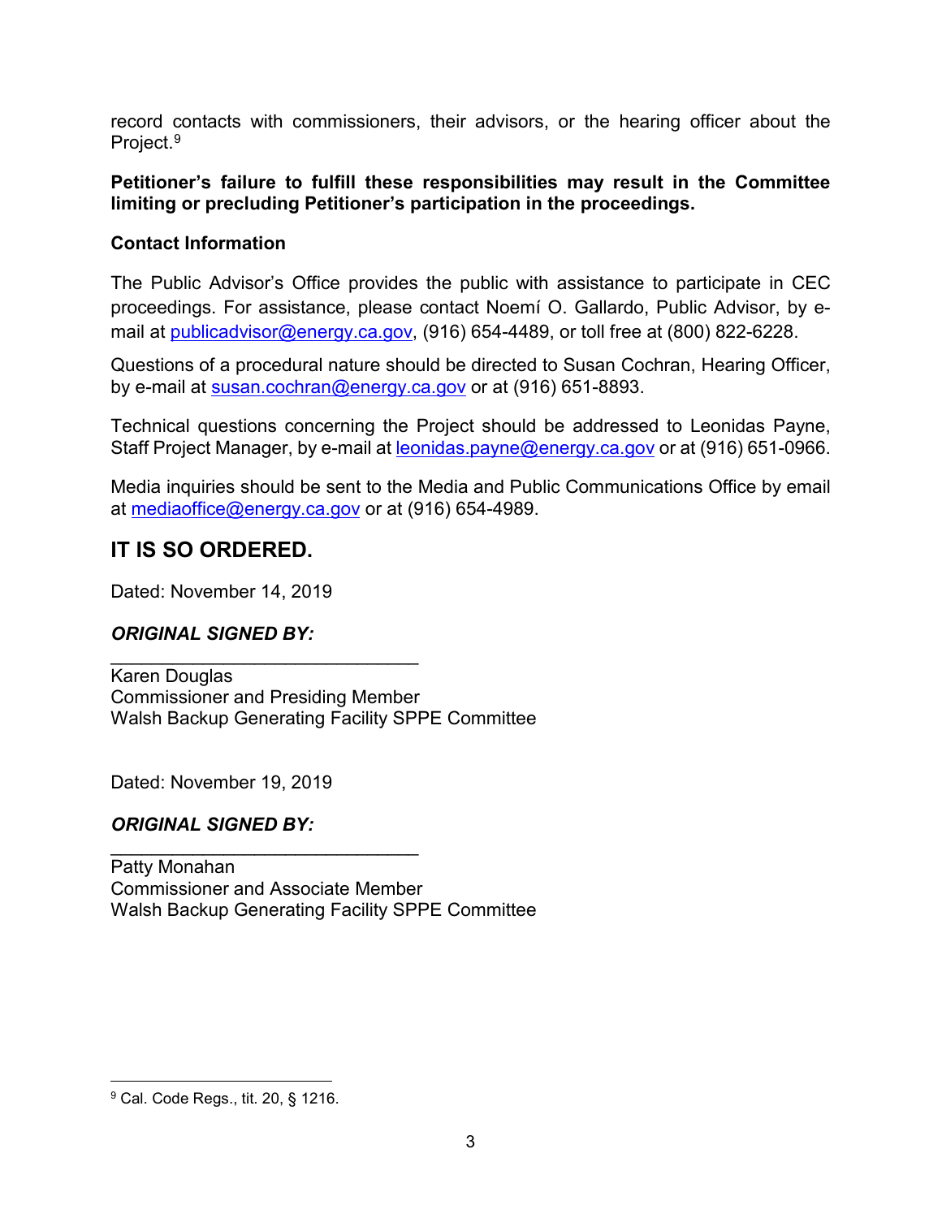record contacts with commissioners, their advisors, or the hearing officer about the Project.[9]

**Petitioner's failure to fulfill these responsibilities may result in the Committee limiting or precluding Petitioner's participation in the proceedings.**

**Contact Information**

The Public Advisor's Office provides the public with assistance to participate in CEC proceedings. For assistance, please contact Noemí O. Gallardo, Public Advisor, by e-mail at publicadvisor@energy.ca.gov, (916) 654-4489, or toll free at (800) 822-6228.

Questions of a procedural nature should be directed to Susan Cochran, Hearing Officer, by e-mail at susan.cochran@energy.ca.gov or at (916) 651-8893.

Technical questions concerning the Project should be addressed to Leonidas Payne, Staff Project Manager, by e-mail at leonidas.payne@energy.ca.gov or at (916) 651-0966.

Media inquiries should be sent to the Media and Public Communications Office by email at mediaoffice@energy.ca.gov or at (916) 654-4989.

## IT IS SO ORDERED.

Dated: November 14, 2019

***ORIGINAL SIGNED BY:***

_______________________________

Karen Douglas
Commissioner and Presiding Member
Walsh Backup Generating Facility SPPE Committee

Dated: November 19, 2019

***ORIGINAL SIGNED BY:***

_______________________________

Patty Monahan
Commissioner and Associate Member
Walsh Backup Generating Facility SPPE Committee

---

[9] Cal. Code Regs., tit. 20, § 1216.